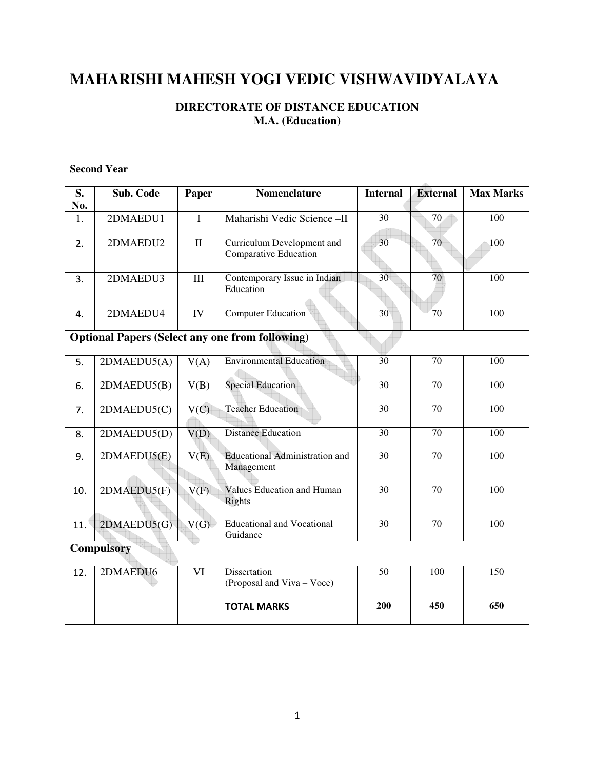# MAHARISHI MAHESH YOGI VEDIC VISHWAVIDYALAYA

## DIRECTORATE OF DISTANCE EDUCATION
## M.A. (Education)

**Second Year**

| S. No. | Sub. Code | Paper | Nomenclature | Internal | External | Max Marks |
|---|---|---|---|---|---|---|
| 1. | 2DMAEDU1 | I | Maharishi Vedic Science –II | 30 | 70 | 100 |
| 2. | 2DMAEDU2 | II | Curriculum Development and Comparative Education | 30 | 70 | 100 |
| 3. | 2DMAEDU3 | III | Contemporary Issue in Indian Education | 30 | 70 | 100 |
| 4. | 2DMAEDU4 | IV | Computer Education | 30 | 70 | 100 |
| **Optional Papers (Select any one from following)** | | | | | | |
| 5. | 2DMAEDU5(A) | V(A) | Environmental Education | 30 | 70 | 100 |
| 6. | 2DMAEDU5(B) | V(B) | Special Education | 30 | 70 | 100 |
| 7. | 2DMAEDU5(C) | V(C) | Teacher Education | 30 | 70 | 100 |
| 8. | 2DMAEDU5(D) | V(D) | Distance Education | 30 | 70 | 100 |
| 9. | 2DMAEDU5(E) | V(E) | Educational Administration and Management | 30 | 70 | 100 |
| 10. | 2DMAEDU5(F) | V(F) | Values Education and Human Rights | 30 | 70 | 100 |
| 11. | 2DMAEDU5(G) | V(G) | Educational and Vocational Guidance | 30 | 70 | 100 |
| **Compulsory** | | | | | | |
| 12. | 2DMAEDU6 | VI | Dissertation (Proposal and Viva – Voce) | 50 | 100 | 150 |
| | | | **TOTAL MARKS** | **200** | **450** | **650** |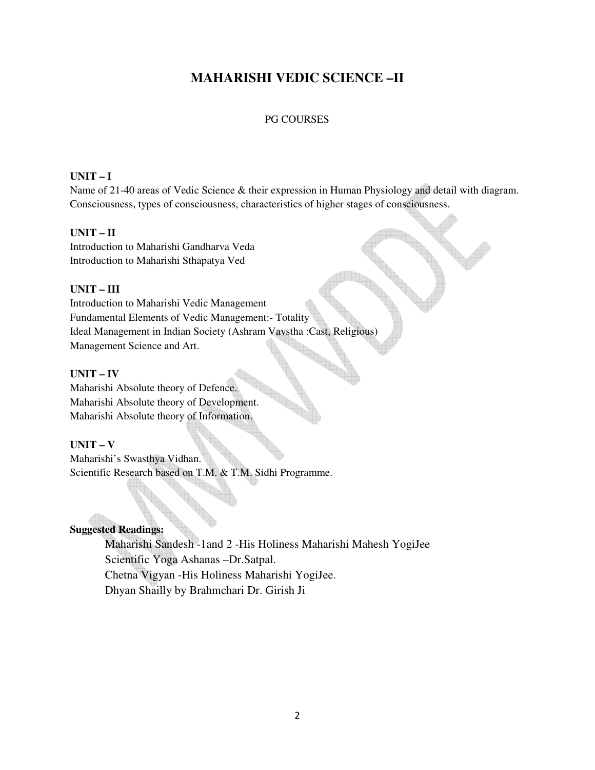# MAHARISHI VEDIC SCIENCE –II

PG COURSES

**UNIT – I**

Name of 21-40 areas of Vedic Science & their expression in Human Physiology and detail with diagram.
Consciousness, types of consciousness, characteristics of higher stages of consciousness.

**UNIT – II**

Introduction to Maharishi Gandharva Veda
Introduction to Maharishi Sthapatya Ved

**UNIT – III**

Introduction to Maharishi Vedic Management
Fundamental Elements of Vedic Management:- Totality
Ideal Management in Indian Society (Ashram Vavstha :Cast, Religious)
Management Science and Art.

**UNIT – IV**

Maharishi Absolute theory of Defence.
Maharishi Absolute theory of Development.
Maharishi Absolute theory of Information.

**UNIT – V**

Maharishi's Swasthya Vidhan.
Scientific Research based on T.M. & T.M. Sidhi Programme.

**Suggested Readings:**

Maharishi Sandesh -1and 2 -His Holiness Maharishi Mahesh YogiJee
Scientific Yoga Ashanas –Dr.Satpal.
Chetna Vigyan -His Holiness Maharishi YogiJee.
Dhyan Shailly by Brahmchari Dr. Girish Ji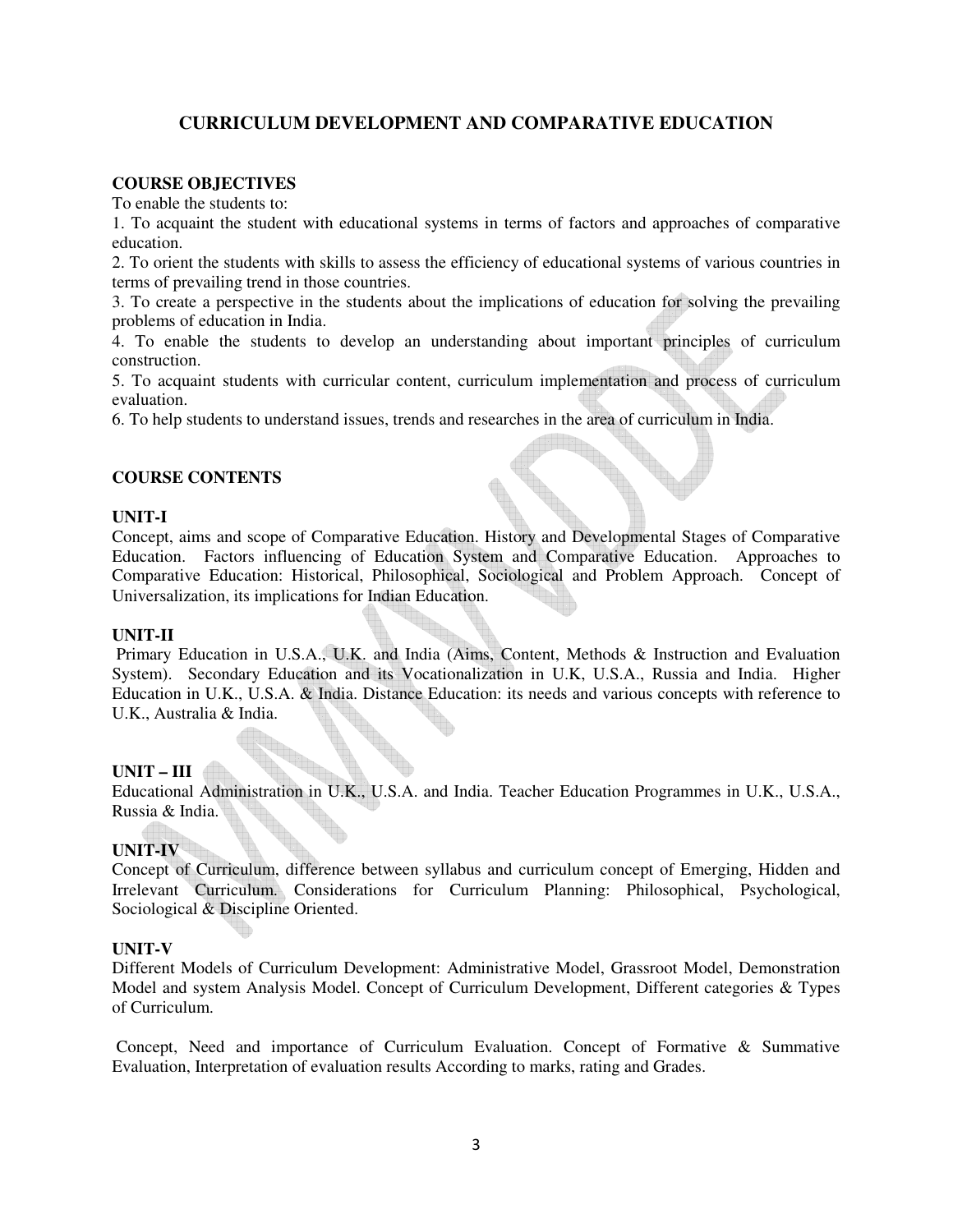# CURRICULUM DEVELOPMENT AND COMPARATIVE EDUCATION

## COURSE OBJECTIVES

To enable the students to:

1. To acquaint the student with educational systems in terms of factors and approaches of comparative education.
2. To orient the students with skills to assess the efficiency of educational systems of various countries in terms of prevailing trend in those countries.
3. To create a perspective in the students about the implications of education for solving the prevailing problems of education in India.
4. To enable the students to develop an understanding about important principles of curriculum construction.
5. To acquaint students with curricular content, curriculum implementation and process of curriculum evaluation.
6. To help students to understand issues, trends and researches in the area of curriculum in India.

## COURSE CONTENTS

### UNIT-I

Concept, aims and scope of Comparative Education. History and Developmental Stages of Comparative Education. Factors influencing of Education System and Comparative Education. Approaches to Comparative Education: Historical, Philosophical, Sociological and Problem Approach. Concept of Universalization, its implications for Indian Education.

### UNIT-II

Primary Education in U.S.A., U.K. and India (Aims, Content, Methods & Instruction and Evaluation System). Secondary Education and its Vocationalization in U.K, U.S.A., Russia and India. Higher Education in U.K., U.S.A. & India. Distance Education: its needs and various concepts with reference to U.K., Australia & India.

### UNIT – III

Educational Administration in U.K., U.S.A. and India. Teacher Education Programmes in U.K., U.S.A., Russia & India.

### UNIT-IV

Concept of Curriculum, difference between syllabus and curriculum concept of Emerging, Hidden and Irrelevant Curriculum. Considerations for Curriculum Planning: Philosophical, Psychological, Sociological & Discipline Oriented.

### UNIT-V

Different Models of Curriculum Development: Administrative Model, Grassroot Model, Demonstration Model and system Analysis Model. Concept of Curriculum Development, Different categories & Types of Curriculum.

Concept, Need and importance of Curriculum Evaluation. Concept of Formative & Summative Evaluation, Interpretation of evaluation results According to marks, rating and Grades.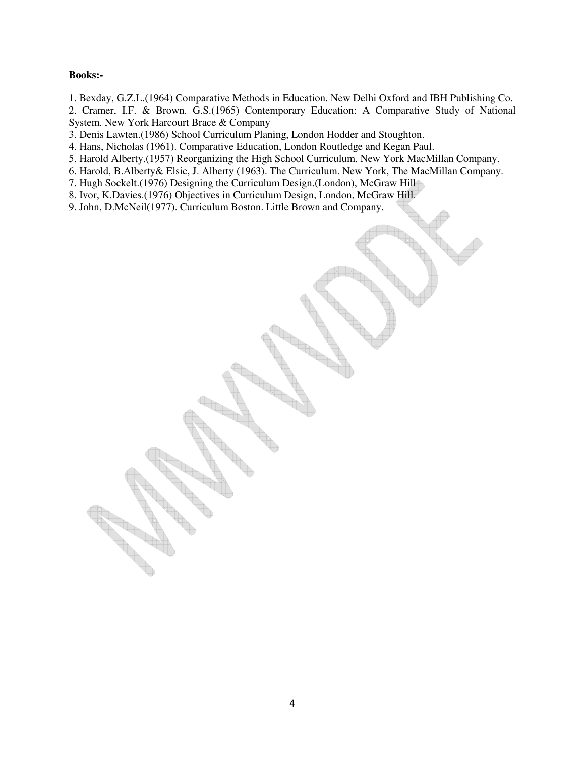**Books:-**

1. Bexday, G.Z.L.(1964) Comparative Methods in Education. New Delhi Oxford and IBH Publishing Co.
2. Cramer, I.F. & Brown. G.S.(1965) Contemporary Education: A Comparative Study of National System. New York Harcourt Brace & Company
3. Denis Lawten.(1986) School Curriculum Planing, London Hodder and Stoughton.
4. Hans, Nicholas (1961). Comparative Education, London Routledge and Kegan Paul.
5. Harold Alberty.(1957) Reorganizing the High School Curriculum. New York MacMillan Company.
6. Harold, B.Alberty& Elsic, J. Alberty (1963). The Curriculum. New York, The MacMillan Company.
7. Hugh Sockelt.(1976) Designing the Curriculum Design.(London), McGraw Hill
8. Ivor, K.Davies.(1976) Objectives in Curriculum Design, London, McGraw Hill.
9. John, D.McNeil(1977). Curriculum Boston. Little Brown and Company.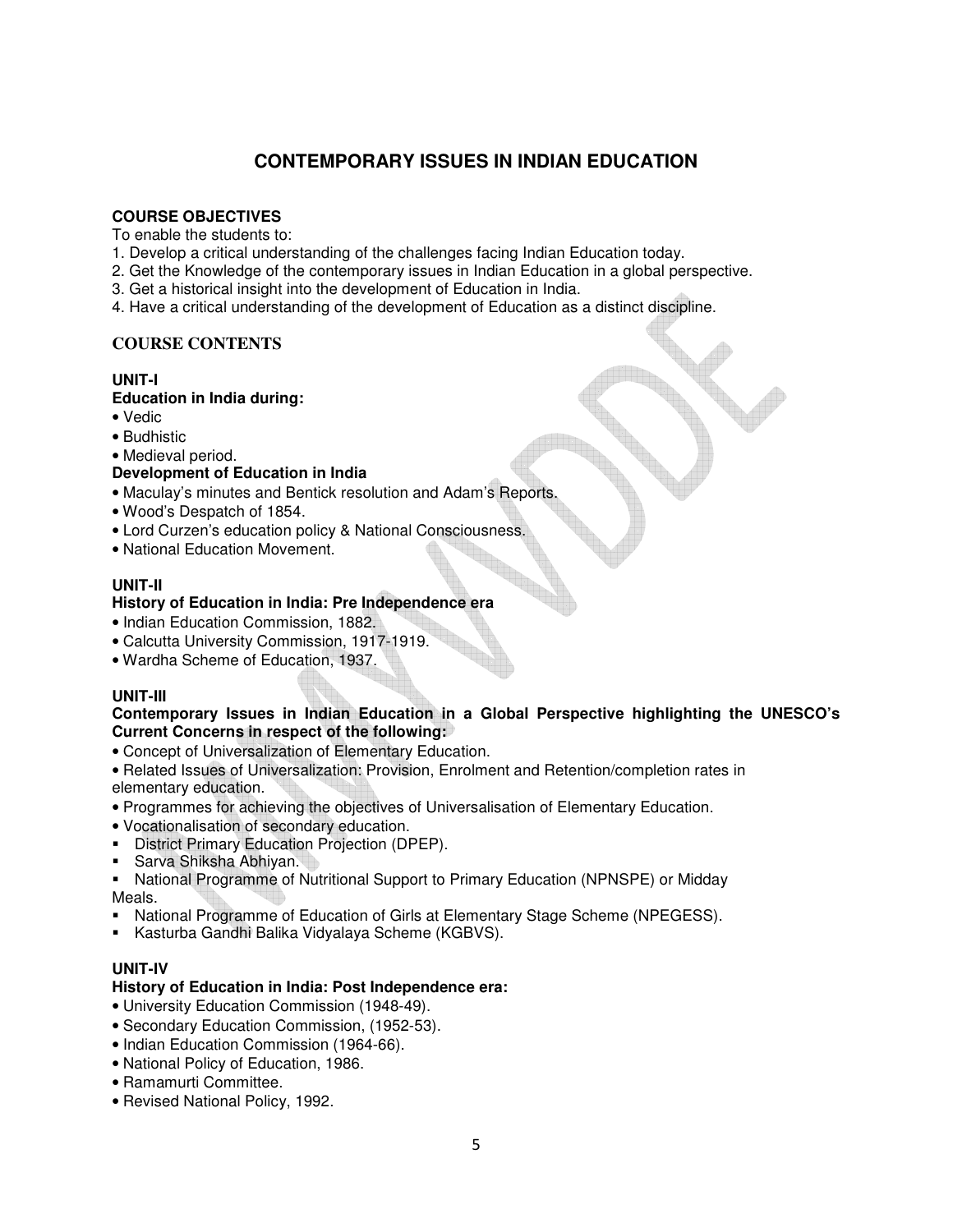# CONTEMPORARY ISSUES IN INDIAN EDUCATION

**COURSE OBJECTIVES**

To enable the students to:

1. Develop a critical understanding of the challenges facing Indian Education today.
2. Get the Knowledge of the contemporary issues in Indian Education in a global perspective.
3. Get a historical insight into the development of Education in India.
4. Have a critical understanding of the development of Education as a distinct discipline.

## COURSE CONTENTS

**UNIT-I**

**Education in India during:**

- Vedic
- Budhistic
- Medieval period.

**Development of Education in India**

- Maculay's minutes and Bentick resolution and Adam's Reports.
- Wood's Despatch of 1854.
- Lord Curzen's education policy & National Consciousness.
- National Education Movement.

**UNIT-II**

**History of Education in India: Pre Independence era**

- Indian Education Commission, 1882.
- Calcutta University Commission, 1917-1919.
- Wardha Scheme of Education, 1937.

**UNIT-III**

**Contemporary Issues in Indian Education in a Global Perspective highlighting the UNESCO's Current Concerns in respect of the following:**

- Concept of Universalization of Elementary Education.
- Related Issues of Universalization: Provision, Enrolment and Retention/completion rates in elementary education.
- Programmes for achieving the objectives of Universalisation of Elementary Education.
- Vocationalisation of secondary education.
- District Primary Education Projection (DPEP).
- Sarva Shiksha Abhiyan.
- National Programme of Nutritional Support to Primary Education (NPNSPE) or Midday Meals.
- National Programme of Education of Girls at Elementary Stage Scheme (NPEGESS).
- Kasturba Gandhi Balika Vidyalaya Scheme (KGBVS).

**UNIT-IV**

**History of Education in India: Post Independence era:**

- University Education Commission (1948-49).
- Secondary Education Commission, (1952-53).
- Indian Education Commission (1964-66).
- National Policy of Education, 1986.
- Ramamurti Committee.
- Revised National Policy, 1992.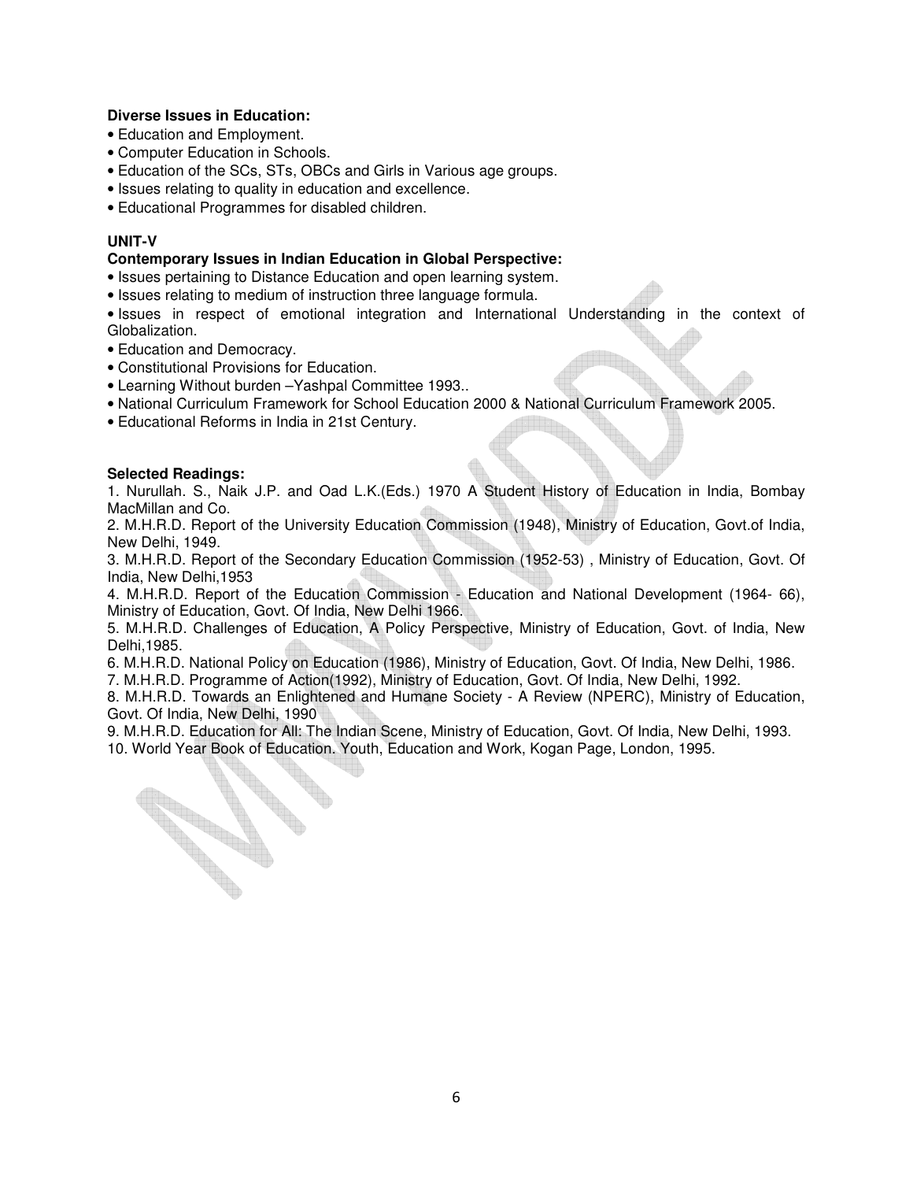**Diverse Issues in Education:**

- Education and Employment.
- Computer Education in Schools.
- Education of the SCs, STs, OBCs and Girls in Various age groups.
- Issues relating to quality in education and excellence.
- Educational Programmes for disabled children.

### UNIT-V

**Contemporary Issues in Indian Education in Global Perspective:**

- Issues pertaining to Distance Education and open learning system.
- Issues relating to medium of instruction three language formula.
- Issues in respect of emotional integration and International Understanding in the context of Globalization.
- Education and Democracy.
- Constitutional Provisions for Education.
- Learning Without burden –Yashpal Committee 1993..
- National Curriculum Framework for School Education 2000 & National Curriculum Framework 2005.
- Educational Reforms in India in 21st Century.

**Selected Readings:**

1. Nurullah. S., Naik J.P. and Oad L.K.(Eds.) 1970 A Student History of Education in India, Bombay MacMillan and Co.
2. M.H.R.D. Report of the University Education Commission (1948), Ministry of Education, Govt.of India, New Delhi, 1949.
3. M.H.R.D. Report of the Secondary Education Commission (1952-53) , Ministry of Education, Govt. Of India, New Delhi,1953
4. M.H.R.D. Report of the Education Commission - Education and National Development (1964- 66), Ministry of Education, Govt. Of India, New Delhi 1966.
5. M.H.R.D. Challenges of Education, A Policy Perspective, Ministry of Education, Govt. of India, New Delhi,1985.
6. M.H.R.D. National Policy on Education (1986), Ministry of Education, Govt. Of India, New Delhi, 1986.
7. M.H.R.D. Programme of Action(1992), Ministry of Education, Govt. Of India, New Delhi, 1992.
8. M.H.R.D. Towards an Enlightened and Humane Society - A Review (NPERC), Ministry of Education, Govt. Of India, New Delhi, 1990
9. M.H.R.D. Education for All: The Indian Scene, Ministry of Education, Govt. Of India, New Delhi, 1993.
10. World Year Book of Education. Youth, Education and Work, Kogan Page, London, 1995.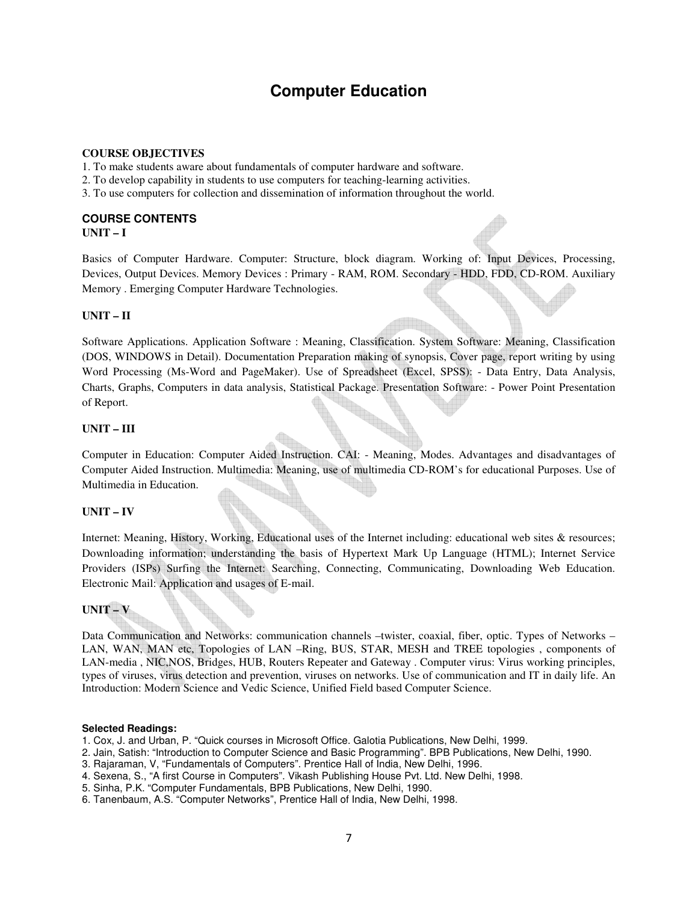# Computer Education

**COURSE OBJECTIVES**

1. To make students aware about fundamentals of computer hardware and software.
2. To develop capability in students to use computers for teaching-learning activities.
3. To use computers for collection and dissemination of information throughout the world.

## COURSE CONTENTS

### UNIT – I

Basics of Computer Hardware. Computer: Structure, block diagram. Working of: Input Devices, Processing, Devices, Output Devices. Memory Devices : Primary - RAM, ROM. Secondary - HDD, FDD, CD-ROM. Auxiliary Memory . Emerging Computer Hardware Technologies.

### UNIT – II

Software Applications. Application Software : Meaning, Classification. System Software: Meaning, Classification (DOS, WINDOWS in Detail). Documentation Preparation making of synopsis, Cover page, report writing by using Word Processing (Ms-Word and PageMaker). Use of Spreadsheet (Excel, SPSS): - Data Entry, Data Analysis, Charts, Graphs, Computers in data analysis, Statistical Package. Presentation Software: - Power Point Presentation of Report.

### UNIT – III

Computer in Education: Computer Aided Instruction. CAI: - Meaning, Modes. Advantages and disadvantages of Computer Aided Instruction. Multimedia: Meaning, use of multimedia CD-ROM's for educational Purposes. Use of Multimedia in Education.

### UNIT – IV

Internet: Meaning, History, Working, Educational uses of the Internet including: educational web sites & resources; Downloading information; understanding the basis of Hypertext Mark Up Language (HTML); Internet Service Providers (ISPs) Surfing the Internet: Searching, Connecting, Communicating, Downloading Web Education. Electronic Mail: Application and usages of E-mail.

### UNIT – V

Data Communication and Networks: communication channels –twister, coaxial, fiber, optic. Types of Networks – LAN, WAN, MAN etc, Topologies of LAN –Ring, BUS, STAR, MESH and TREE topologies , components of LAN-media , NIC,NOS, Bridges, HUB, Routers Repeater and Gateway . Computer virus: Virus working principles, types of viruses, virus detection and prevention, viruses on networks. Use of communication and IT in daily life. An Introduction: Modern Science and Vedic Science, Unified Field based Computer Science.

**Selected Readings:**

1. Cox, J. and Urban, P. "Quick courses in Microsoft Office. Galotia Publications, New Delhi, 1999.
2. Jain, Satish: "Introduction to Computer Science and Basic Programming". BPB Publications, New Delhi, 1990.
3. Rajaraman, V, "Fundamentals of Computers". Prentice Hall of India, New Delhi, 1996.
4. Sexena, S., "A first Course in Computers". Vikash Publishing House Pvt. Ltd. New Delhi, 1998.
5. Sinha, P.K. "Computer Fundamentals, BPB Publications, New Delhi, 1990.
6. Tanenbaum, A.S. "Computer Networks", Prentice Hall of India, New Delhi, 1998.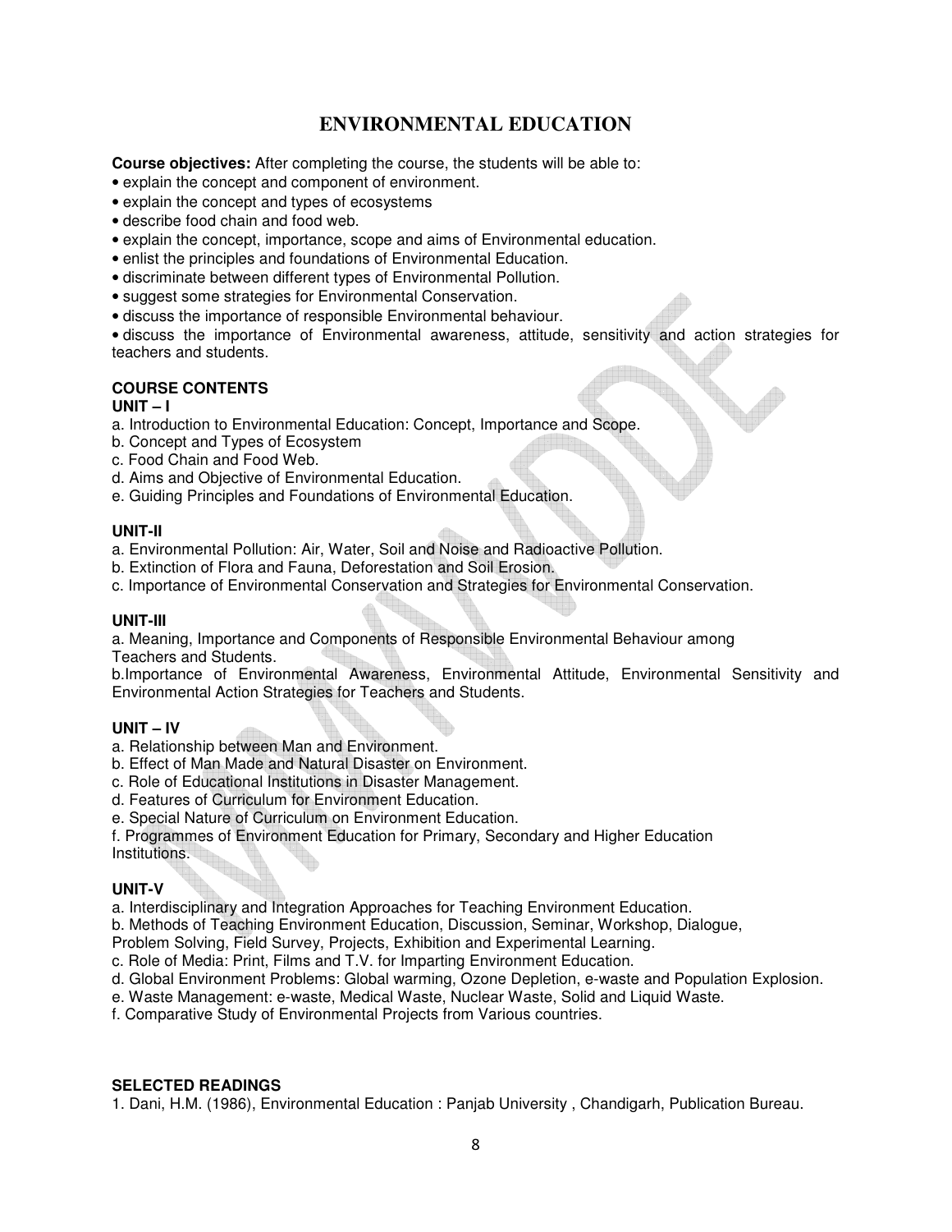# ENVIRONMENTAL EDUCATION

**Course objectives:** After completing the course, the students will be able to:

- explain the concept and component of environment.
- explain the concept and types of ecosystems
- describe food chain and food web.
- explain the concept, importance, scope and aims of Environmental education.
- enlist the principles and foundations of Environmental Education.
- discriminate between different types of Environmental Pollution.
- suggest some strategies for Environmental Conservation.
- discuss the importance of responsible Environmental behaviour.
- discuss the importance of Environmental awareness, attitude, sensitivity and action strategies for teachers and students.

## COURSE CONTENTS

### UNIT – I

a. Introduction to Environmental Education: Concept, Importance and Scope.
b. Concept and Types of Ecosystem
c. Food Chain and Food Web.
d. Aims and Objective of Environmental Education.
e. Guiding Principles and Foundations of Environmental Education.

### UNIT-II

a. Environmental Pollution: Air, Water, Soil and Noise and Radioactive Pollution.
b. Extinction of Flora and Fauna, Deforestation and Soil Erosion.
c. Importance of Environmental Conservation and Strategies for Environmental Conservation.

### UNIT-III

a. Meaning, Importance and Components of Responsible Environmental Behaviour among Teachers and Students.
b. Importance of Environmental Awareness, Environmental Attitude, Environmental Sensitivity and Environmental Action Strategies for Teachers and Students.

### UNIT – IV

a. Relationship between Man and Environment.
b. Effect of Man Made and Natural Disaster on Environment.
c. Role of Educational Institutions in Disaster Management.
d. Features of Curriculum for Environment Education.
e. Special Nature of Curriculum on Environment Education.
f. Programmes of Environment Education for Primary, Secondary and Higher Education Institutions.

### UNIT-V

a. Interdisciplinary and Integration Approaches for Teaching Environment Education.
b. Methods of Teaching Environment Education, Discussion, Seminar, Workshop, Dialogue, Problem Solving, Field Survey, Projects, Exhibition and Experimental Learning.
c. Role of Media: Print, Films and T.V. for Imparting Environment Education.
d. Global Environment Problems: Global warming, Ozone Depletion, e-waste and Population Explosion.
e. Waste Management: e-waste, Medical Waste, Nuclear Waste, Solid and Liquid Waste.
f. Comparative Study of Environmental Projects from Various countries.

## SELECTED READINGS

1. Dani, H.M. (1986), Environmental Education : Panjab University , Chandigarh, Publication Bureau.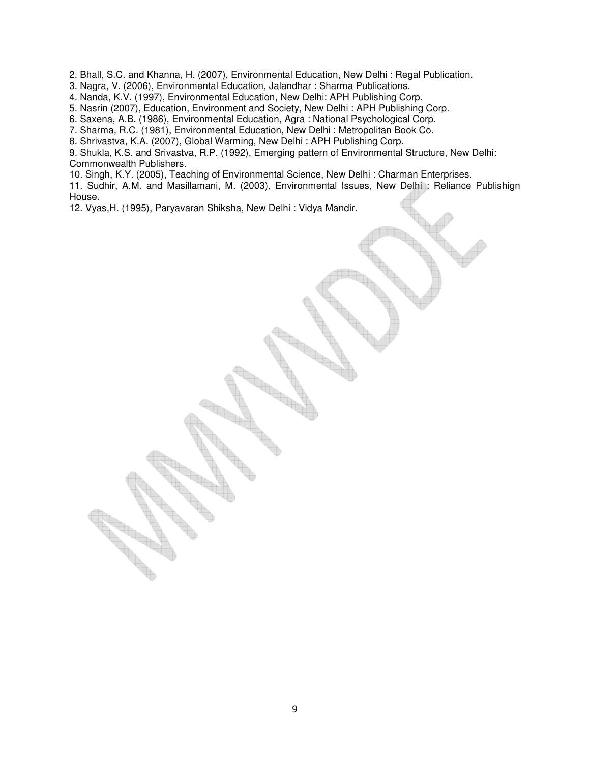2. Bhall, S.C. and Khanna, H. (2007), Environmental Education, New Delhi : Regal Publication.
3. Nagra, V. (2006), Environmental Education, Jalandhar : Sharma Publications.
4. Nanda, K.V. (1997), Environmental Education, New Delhi: APH Publishing Corp.
5. Nasrin (2007), Education, Environment and Society, New Delhi : APH Publishing Corp.
6. Saxena, A.B. (1986), Environmental Education, Agra : National Psychological Corp.
7. Sharma, R.C. (1981), Environmental Education, New Delhi : Metropolitan Book Co.
8. Shrivastva, K.A. (2007), Global Warming, New Delhi : APH Publishing Corp.
9. Shukla, K.S. and Srivastva, R.P. (1992), Emerging pattern of Environmental Structure, New Delhi: Commonwealth Publishers.
10. Singh, K.Y. (2005), Teaching of Environmental Science, New Delhi : Charman Enterprises.
11. Sudhir, A.M. and Masillamani, M. (2003), Environmental Issues, New Delhi : Reliance Publishign House.
12. Vyas,H. (1995), Paryavaran Shiksha, New Delhi : Vidya Mandir.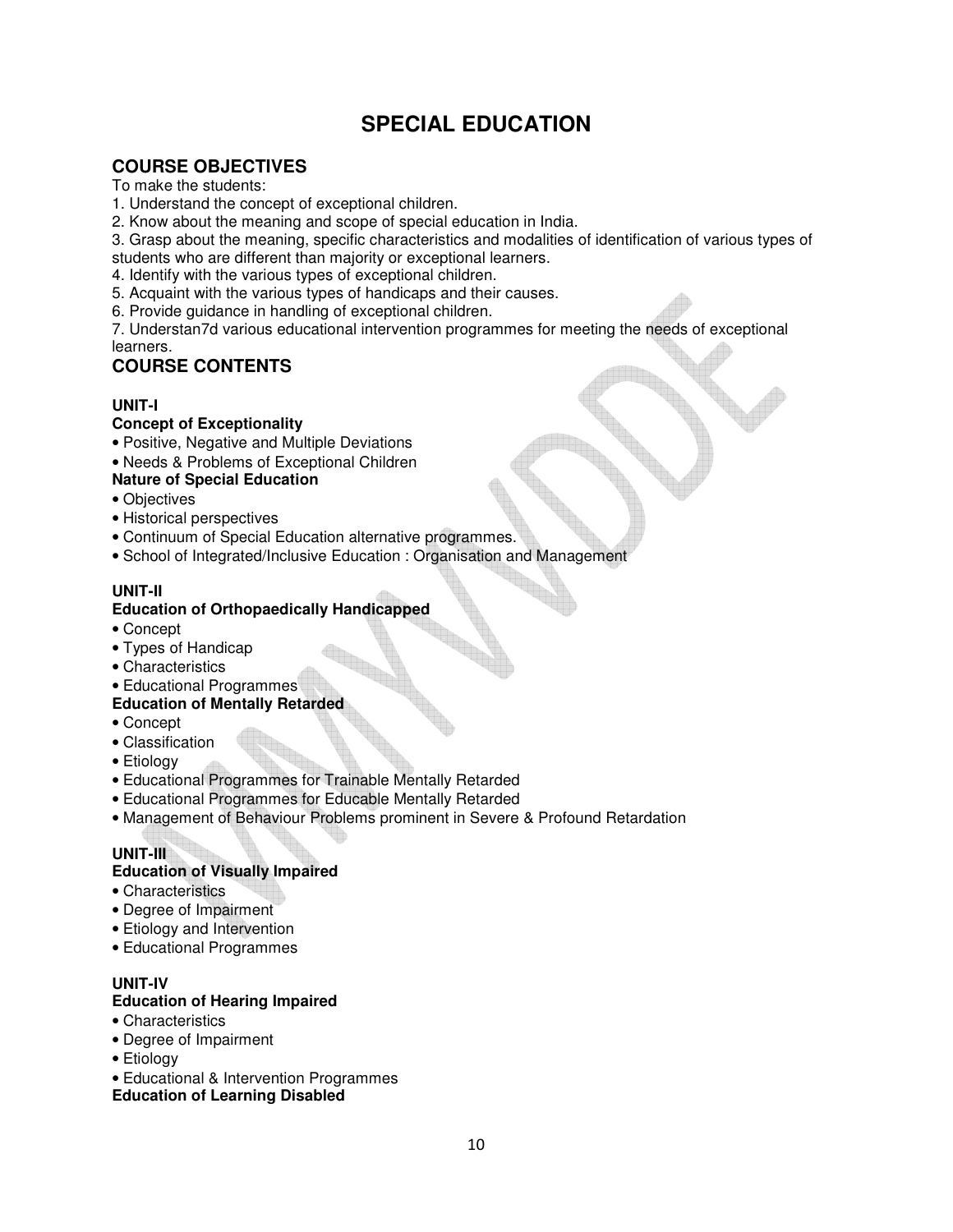# SPECIAL EDUCATION

## COURSE OBJECTIVES

To make the students:

1. Understand the concept of exceptional children.
2. Know about the meaning and scope of special education in India.
3. Grasp about the meaning, specific characteristics and modalities of identification of various types of students who are different than majority or exceptional learners.
4. Identify with the various types of exceptional children.
5. Acquaint with the various types of handicaps and their causes.
6. Provide guidance in handling of exceptional children.
7. Understan7d various educational intervention programmes for meeting the needs of exceptional learners.

## COURSE CONTENTS

### UNIT-I

**Concept of Exceptionality**

- Positive, Negative and Multiple Deviations
- Needs & Problems of Exceptional Children

**Nature of Special Education**

- Objectives
- Historical perspectives
- Continuum of Special Education alternative programmes.
- School of Integrated/Inclusive Education : Organisation and Management

### UNIT-II

**Education of Orthopaedically Handicapped**

- Concept
- Types of Handicap
- Characteristics
- Educational Programmes

**Education of Mentally Retarded**

- Concept
- Classification
- Etiology
- Educational Programmes for Trainable Mentally Retarded
- Educational Programmes for Educable Mentally Retarded
- Management of Behaviour Problems prominent in Severe & Profound Retardation

### UNIT-III

**Education of Visually Impaired**

- Characteristics
- Degree of Impairment
- Etiology and Intervention
- Educational Programmes

### UNIT-IV

**Education of Hearing Impaired**

- Characteristics
- Degree of Impairment
- Etiology
- Educational & Intervention Programmes

**Education of Learning Disabled**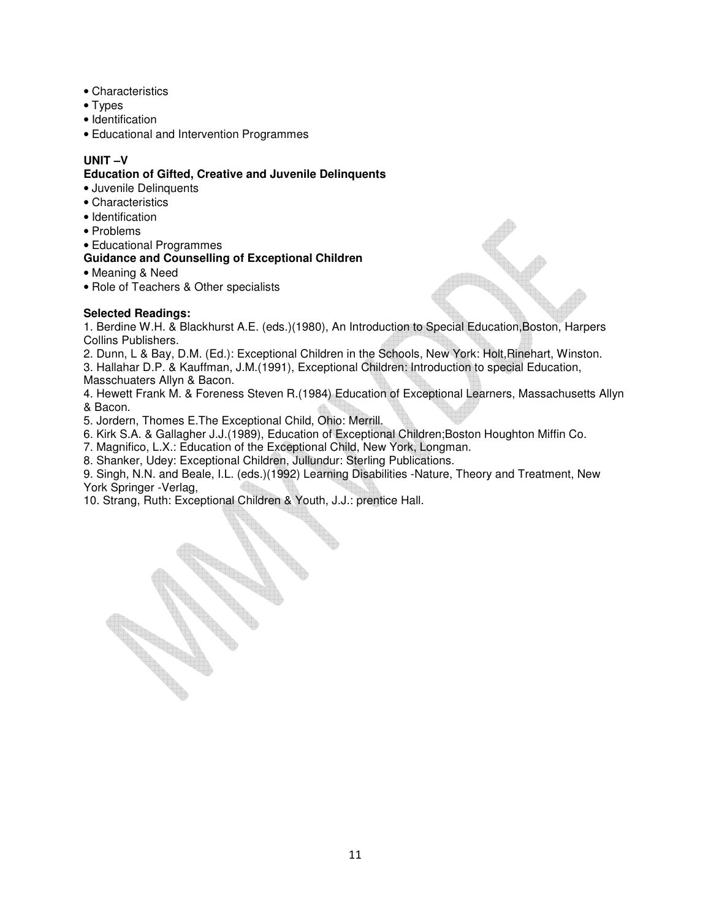- Characteristics
- Types
- Identification
- Educational and Intervention Programmes

**UNIT –V**

**Education of Gifted, Creative and Juvenile Delinquents**

- Juvenile Delinquents
- Characteristics
- Identification
- Problems
- Educational Programmes

**Guidance and Counselling of Exceptional Children**

- Meaning & Need
- Role of Teachers & Other specialists

**Selected Readings:**

1. Berdine W.H. & Blackhurst A.E. (eds.)(1980), An Introduction to Special Education,Boston, Harpers Collins Publishers.
2. Dunn, L & Bay, D.M. (Ed.): Exceptional Children in the Schools, New York: Holt,Rinehart, Winston.
3. Hallahar D.P. & Kauffman, J.M.(1991), Exceptional Children: Introduction to special Education, Masschuaters Allyn & Bacon.
4. Hewett Frank M. & Foreness Steven R.(1984) Education of Exceptional Learners, Massachusetts Allyn & Bacon.
5. Jordern, Thomes E.The Exceptional Child, Ohio: Merrill.
6. Kirk S.A. & Gallagher J.J.(1989), Education of Exceptional Children;Boston Houghton Miffin Co.
7. Magnifico, L.X.: Education of the Exceptional Child, New York, Longman.
8. Shanker, Udey: Exceptional Children, Jullundur: Sterling Publications.
9. Singh, N.N. and Beale, I.L. (eds.)(1992) Learning Disabilities -Nature, Theory and Treatment, New York Springer -Verlag,
10. Strang, Ruth: Exceptional Children & Youth, J.J.: prentice Hall.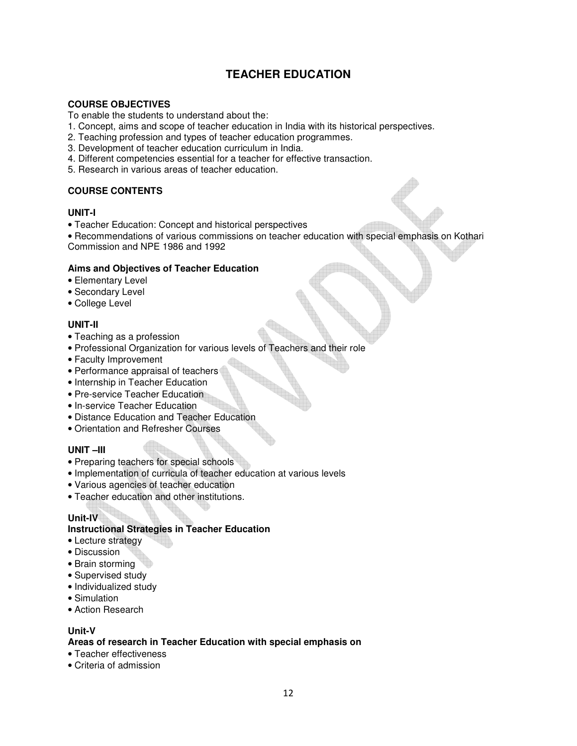# TEACHER EDUCATION

**COURSE OBJECTIVES**

To enable the students to understand about the:

1. Concept, aims and scope of teacher education in India with its historical perspectives.
2. Teaching profession and types of teacher education programmes.
3. Development of teacher education curriculum in India.
4. Different competencies essential for a teacher for effective transaction.
5. Research in various areas of teacher education.

**COURSE CONTENTS**

**UNIT-I**

- Teacher Education: Concept and historical perspectives
- Recommendations of various commissions on teacher education with special emphasis on Kothari Commission and NPE 1986 and 1992

**Aims and Objectives of Teacher Education**

- Elementary Level
- Secondary Level
- College Level

**UNIT-II**

- Teaching as a profession
- Professional Organization for various levels of Teachers and their role
- Faculty Improvement
- Performance appraisal of teachers
- Internship in Teacher Education
- Pre-service Teacher Education
- In-service Teacher Education
- Distance Education and Teacher Education
- Orientation and Refresher Courses

**UNIT –III**

- Preparing teachers for special schools
- Implementation of curricula of teacher education at various levels
- Various agencies of teacher education
- Teacher education and other institutions.

**Unit-IV**

**Instructional Strategies in Teacher Education**

- Lecture strategy
- Discussion
- Brain storming
- Supervised study
- Individualized study
- Simulation
- Action Research

**Unit-V**

**Areas of research in Teacher Education with special emphasis on**

- Teacher effectiveness
- Criteria of admission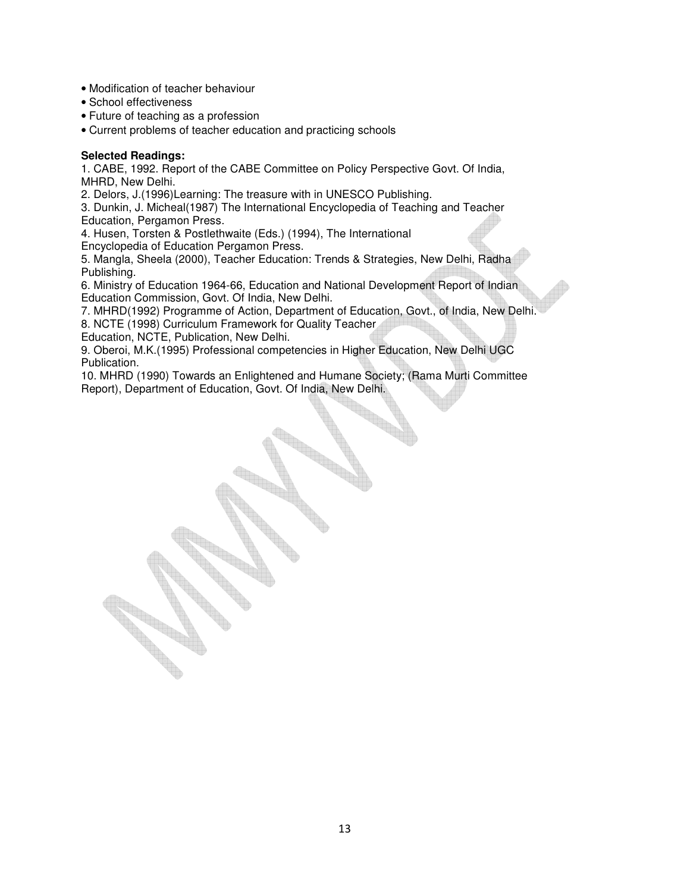- Modification of teacher behaviour
- School effectiveness
- Future of teaching as a profession
- Current problems of teacher education and practicing schools

**Selected Readings:**

1. CABE, 1992. Report of the CABE Committee on Policy Perspective Govt. Of India, MHRD, New Delhi.
2. Delors, J.(1996)Learning: The treasure with in UNESCO Publishing.
3. Dunkin, J. Micheal(1987) The International Encyclopedia of Teaching and Teacher Education, Pergamon Press.
4. Husen, Torsten & Postlethwaite (Eds.) (1994), The International Encyclopedia of Education Pergamon Press.
5. Mangla, Sheela (2000), Teacher Education: Trends & Strategies, New Delhi, Radha Publishing.
6. Ministry of Education 1964-66, Education and National Development Report of Indian Education Commission, Govt. Of India, New Delhi.
7. MHRD(1992) Programme of Action, Department of Education, Govt., of India, New Delhi.
8. NCTE (1998) Curriculum Framework for Quality Teacher Education, NCTE, Publication, New Delhi.
9. Oberoi, M.K.(1995) Professional competencies in Higher Education, New Delhi UGC Publication.
10. MHRD (1990) Towards an Enlightened and Humane Society; (Rama Murti Committee Report), Department of Education, Govt. Of India, New Delhi.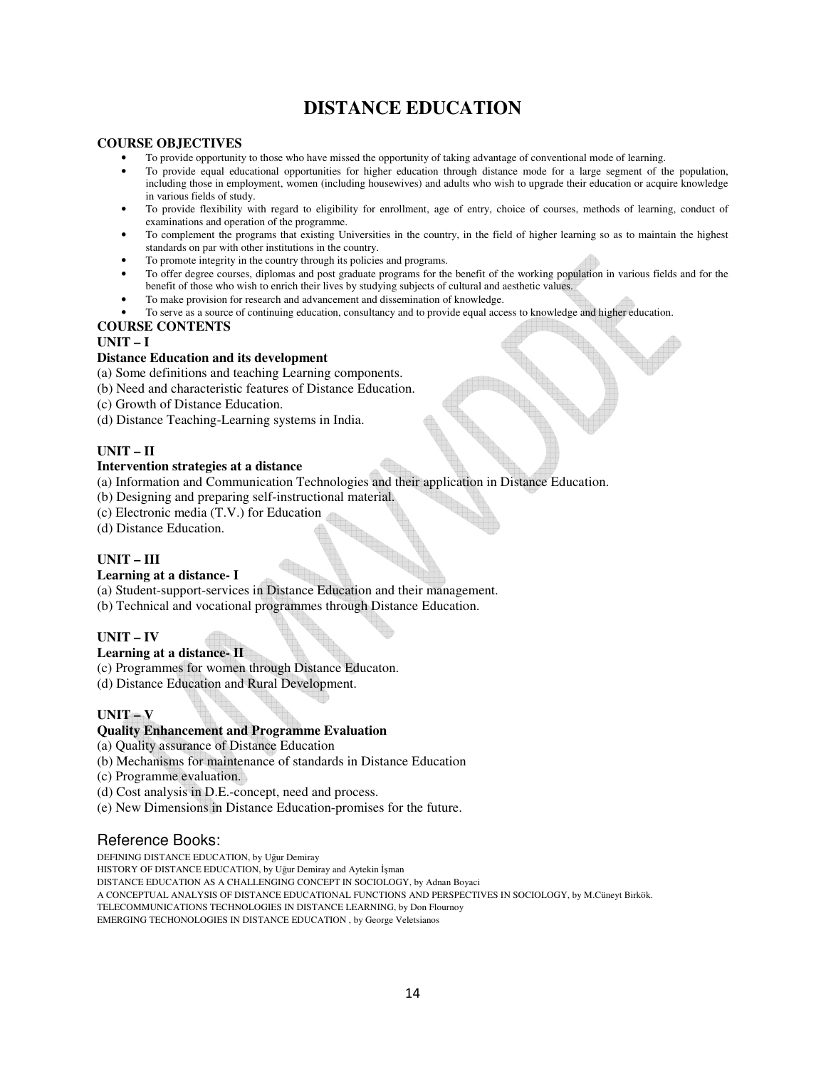# DISTANCE EDUCATION

**COURSE OBJECTIVES**

- To provide opportunity to those who have missed the opportunity of taking advantage of conventional mode of learning.
- To provide equal educational opportunities for higher education through distance mode for a large segment of the population, including those in employment, women (including housewives) and adults who wish to upgrade their education or acquire knowledge in various fields of study.
- To provide flexibility with regard to eligibility for enrollment, age of entry, choice of courses, methods of learning, conduct of examinations and operation of the programme.
- To complement the programs that existing Universities in the country, in the field of higher learning so as to maintain the highest standards on par with other institutions in the country.
- To promote integrity in the country through its policies and programs.
- To offer degree courses, diplomas and post graduate programs for the benefit of the working population in various fields and for the benefit of those who wish to enrich their lives by studying subjects of cultural and aesthetic values.
- To make provision for research and advancement and dissemination of knowledge.
- To serve as a source of continuing education, consultancy and to provide equal access to knowledge and higher education.

**COURSE CONTENTS**

**UNIT – I**

**Distance Education and its development**

(a) Some definitions and teaching Learning components.
(b) Need and characteristic features of Distance Education.
(c) Growth of Distance Education.
(d) Distance Teaching-Learning systems in India.

**UNIT – II**

**Intervention strategies at a distance**

(a) Information and Communication Technologies and their application in Distance Education.
(b) Designing and preparing self-instructional material.
(c) Electronic media (T.V.) for Education
(d) Distance Education.

**UNIT – III**

**Learning at a distance- I**

(a) Student-support-services in Distance Education and their management.
(b) Technical and vocational programmes through Distance Education.

**UNIT – IV**

**Learning at a distance- II**

(c) Programmes for women through Distance Educaton.
(d) Distance Education and Rural Development.

**UNIT – V**

**Quality Enhancement and Programme Evaluation**

(a) Quality assurance of Distance Education
(b) Mechanisms for maintenance of standards in Distance Education
(c) Programme evaluation.
(d) Cost analysis in D.E.-concept, need and process.
(e) New Dimensions in Distance Education-promises for the future.

## Reference Books:

DEFINING DISTANCE EDUCATION, by Uğur Demiray
HISTORY OF DISTANCE EDUCATION, by Uğur Demiray and Aytekin İşman
DISTANCE EDUCATION AS A CHALLENGING CONCEPT IN SOCIOLOGY, by Adnan Boyaci
A CONCEPTUAL ANALYSIS OF DISTANCE EDUCATIONAL FUNCTIONS AND PERSPECTIVES IN SOCIOLOGY, by M.Cüneyt Birkök.
TELECOMMUNICATIONS TECHNOLOGIES IN DISTANCE LEARNING, by Don Flournoy
EMERGING TECHONOLOGIES IN DISTANCE EDUCATION , by George Veletsianos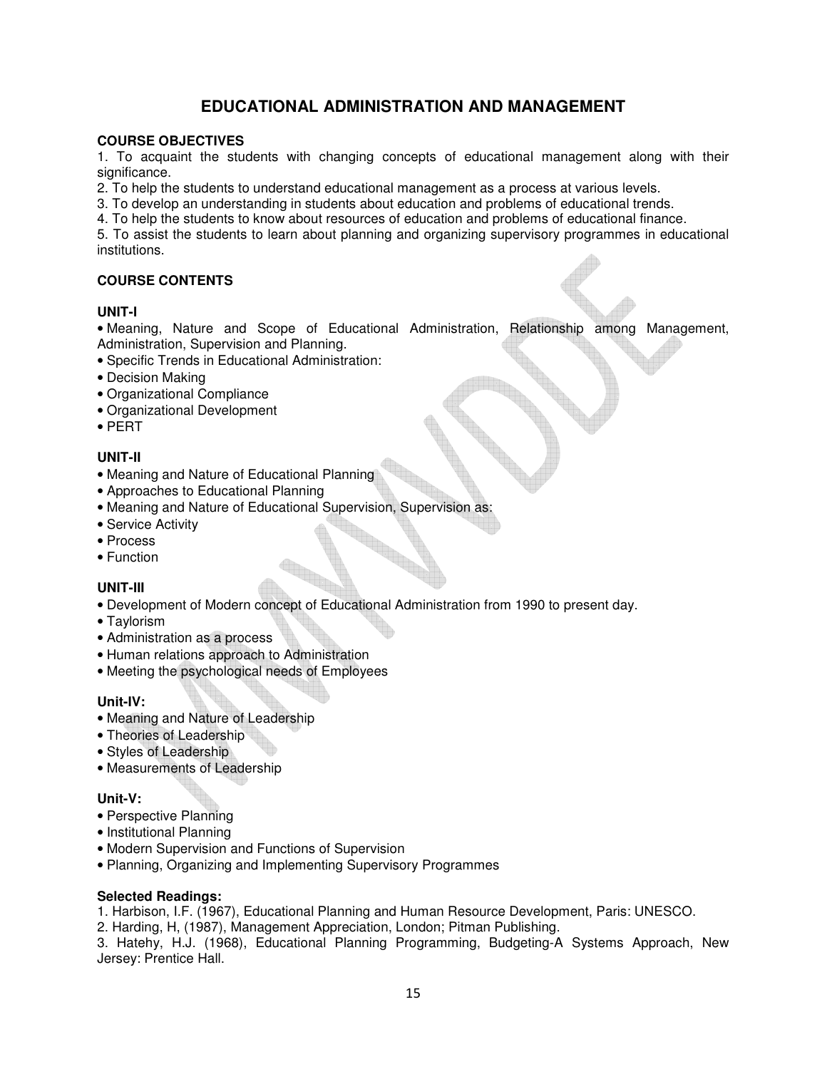# EDUCATIONAL ADMINISTRATION AND MANAGEMENT

**COURSE OBJECTIVES**

1. To acquaint the students with changing concepts of educational management along with their significance.
2. To help the students to understand educational management as a process at various levels.
3. To develop an understanding in students about education and problems of educational trends.
4. To help the students to know about resources of education and problems of educational finance.
5. To assist the students to learn about planning and organizing supervisory programmes in educational institutions.

**COURSE CONTENTS**

**UNIT-I**

- Meaning, Nature and Scope of Educational Administration, Relationship among Management, Administration, Supervision and Planning.
- Specific Trends in Educational Administration:
- Decision Making
- Organizational Compliance
- Organizational Development
- PERT

**UNIT-II**

- Meaning and Nature of Educational Planning
- Approaches to Educational Planning
- Meaning and Nature of Educational Supervision, Supervision as:
- Service Activity
- Process
- Function

**UNIT-III**

- Development of Modern concept of Educational Administration from 1990 to present day.
- Taylorism
- Administration as a process
- Human relations approach to Administration
- Meeting the psychological needs of Employees

**Unit-IV:**

- Meaning and Nature of Leadership
- Theories of Leadership
- Styles of Leadership
- Measurements of Leadership

**Unit-V:**

- Perspective Planning
- Institutional Planning
- Modern Supervision and Functions of Supervision
- Planning, Organizing and Implementing Supervisory Programmes

**Selected Readings:**

1. Harbison, I.F. (1967), Educational Planning and Human Resource Development, Paris: UNESCO.
2. Harding, H, (1987), Management Appreciation, London; Pitman Publishing.
3. Hatehy, H.J. (1968), Educational Planning Programming, Budgeting-A Systems Approach, New Jersey: Prentice Hall.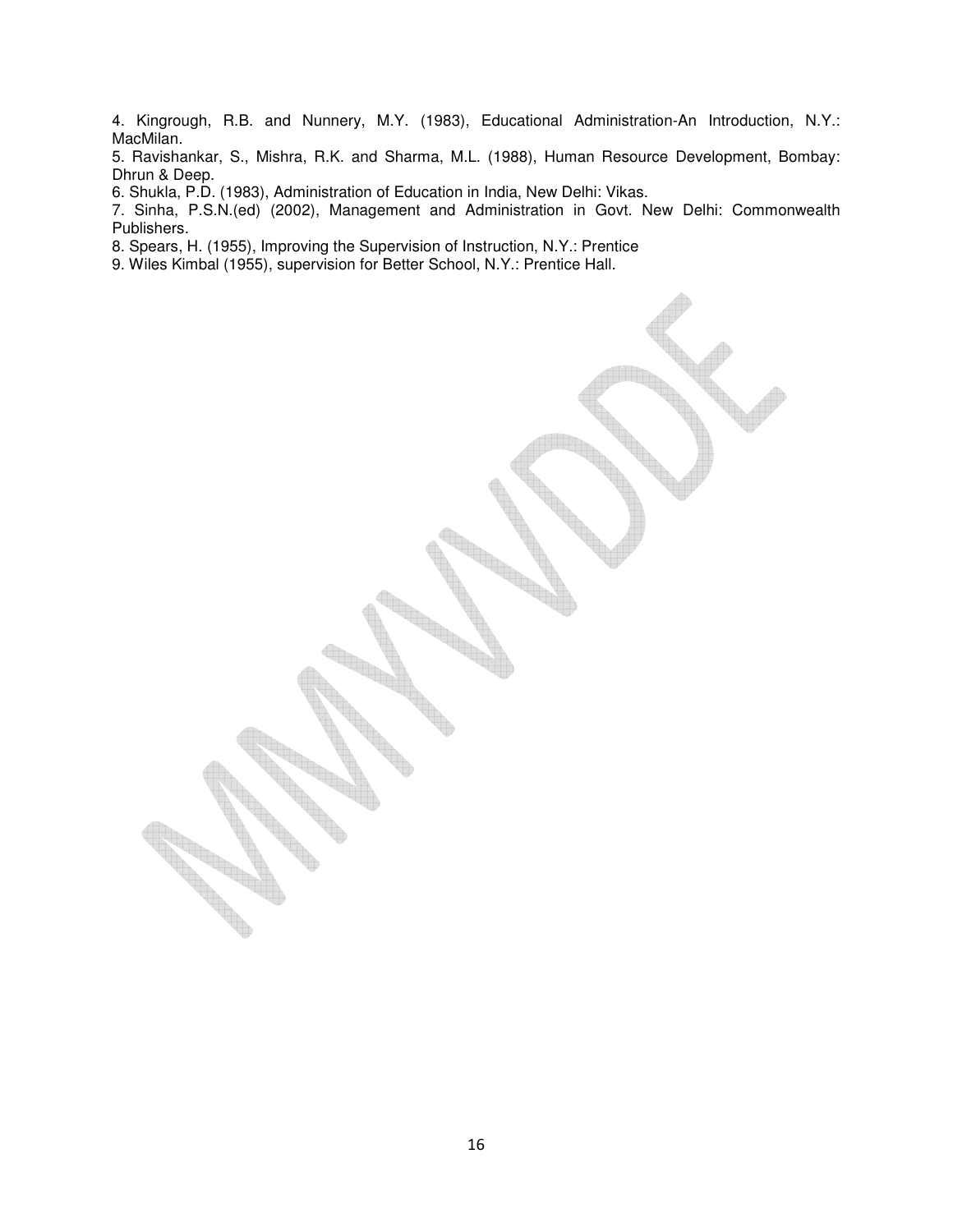4. Kingrough, R.B. and Nunnery, M.Y. (1983), Educational Administration-An Introduction, N.Y.: MacMilan.
5. Ravishankar, S., Mishra, R.K. and Sharma, M.L. (1988), Human Resource Development, Bombay: Dhrun & Deep.
6. Shukla, P.D. (1983), Administration of Education in India, New Delhi: Vikas.
7. Sinha, P.S.N.(ed) (2002), Management and Administration in Govt. New Delhi: Commonwealth Publishers.
8. Spears, H. (1955), Improving the Supervision of Instruction, N.Y.: Prentice
9. Wiles Kimbal (1955), supervision for Better School, N.Y.: Prentice Hall.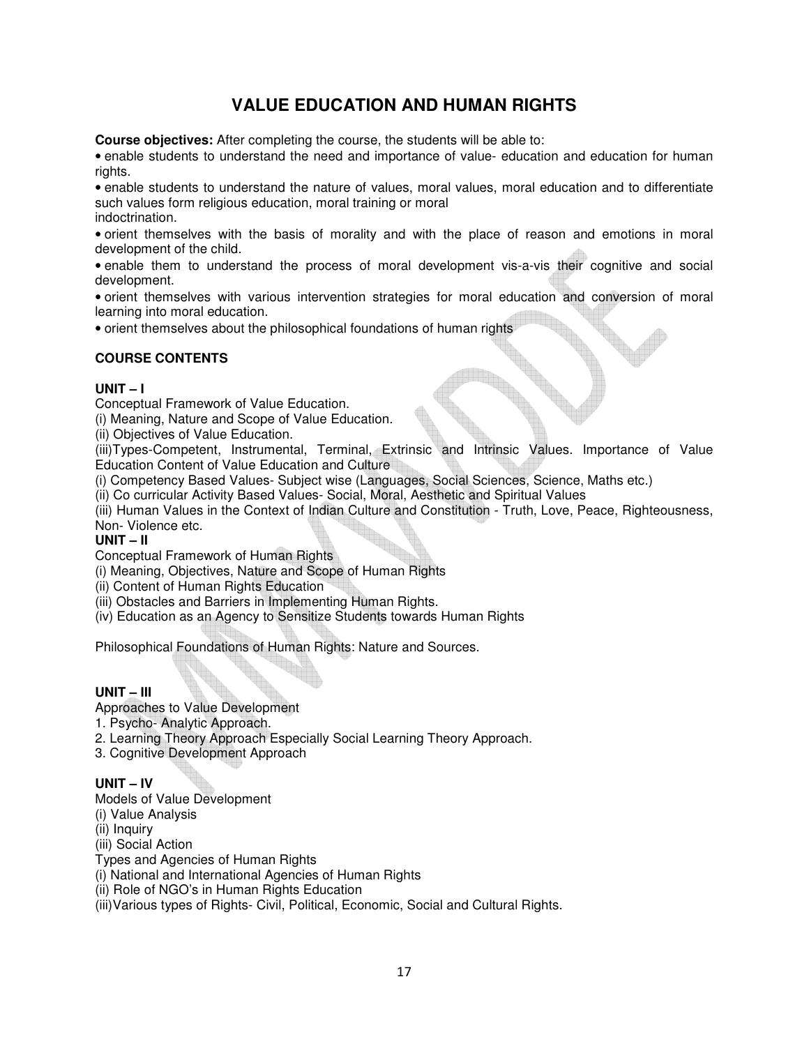# VALUE EDUCATION AND HUMAN RIGHTS

**Course objectives:** After completing the course, the students will be able to:

- enable students to understand the need and importance of value- education and education for human rights.
- enable students to understand the nature of values, moral values, moral education and to differentiate such values form religious education, moral training or moral indoctrination.
- orient themselves with the basis of morality and with the place of reason and emotions in moral development of the child.
- enable them to understand the process of moral development vis-a-vis their cognitive and social development.
- orient themselves with various intervention strategies for moral education and conversion of moral learning into moral education.
- orient themselves about the philosophical foundations of human rights

**COURSE CONTENTS**

**UNIT – I**

Conceptual Framework of Value Education.

(i) Meaning, Nature and Scope of Value Education.

(ii) Objectives of Value Education.

(iii)Types-Competent, Instrumental, Terminal, Extrinsic and Intrinsic Values. Importance of Value Education Content of Value Education and Culture

(i) Competency Based Values- Subject wise (Languages, Social Sciences, Science, Maths etc.)

(ii) Co curricular Activity Based Values- Social, Moral, Aesthetic and Spiritual Values

(iii) Human Values in the Context of Indian Culture and Constitution - Truth, Love, Peace, Righteousness, Non- Violence etc.

**UNIT – II**

Conceptual Framework of Human Rights

(i) Meaning, Objectives, Nature and Scope of Human Rights

(ii) Content of Human Rights Education

(iii) Obstacles and Barriers in Implementing Human Rights.

(iv) Education as an Agency to Sensitize Students towards Human Rights

Philosophical Foundations of Human Rights: Nature and Sources.

**UNIT – III**

Approaches to Value Development

1. Psycho- Analytic Approach.
2. Learning Theory Approach Especially Social Learning Theory Approach.
3. Cognitive Development Approach

**UNIT – IV**

Models of Value Development

(i) Value Analysis

(ii) Inquiry

(iii) Social Action

Types and Agencies of Human Rights

(i) National and International Agencies of Human Rights

(ii) Role of NGO's in Human Rights Education

(iii)Various types of Rights- Civil, Political, Economic, Social and Cultural Rights.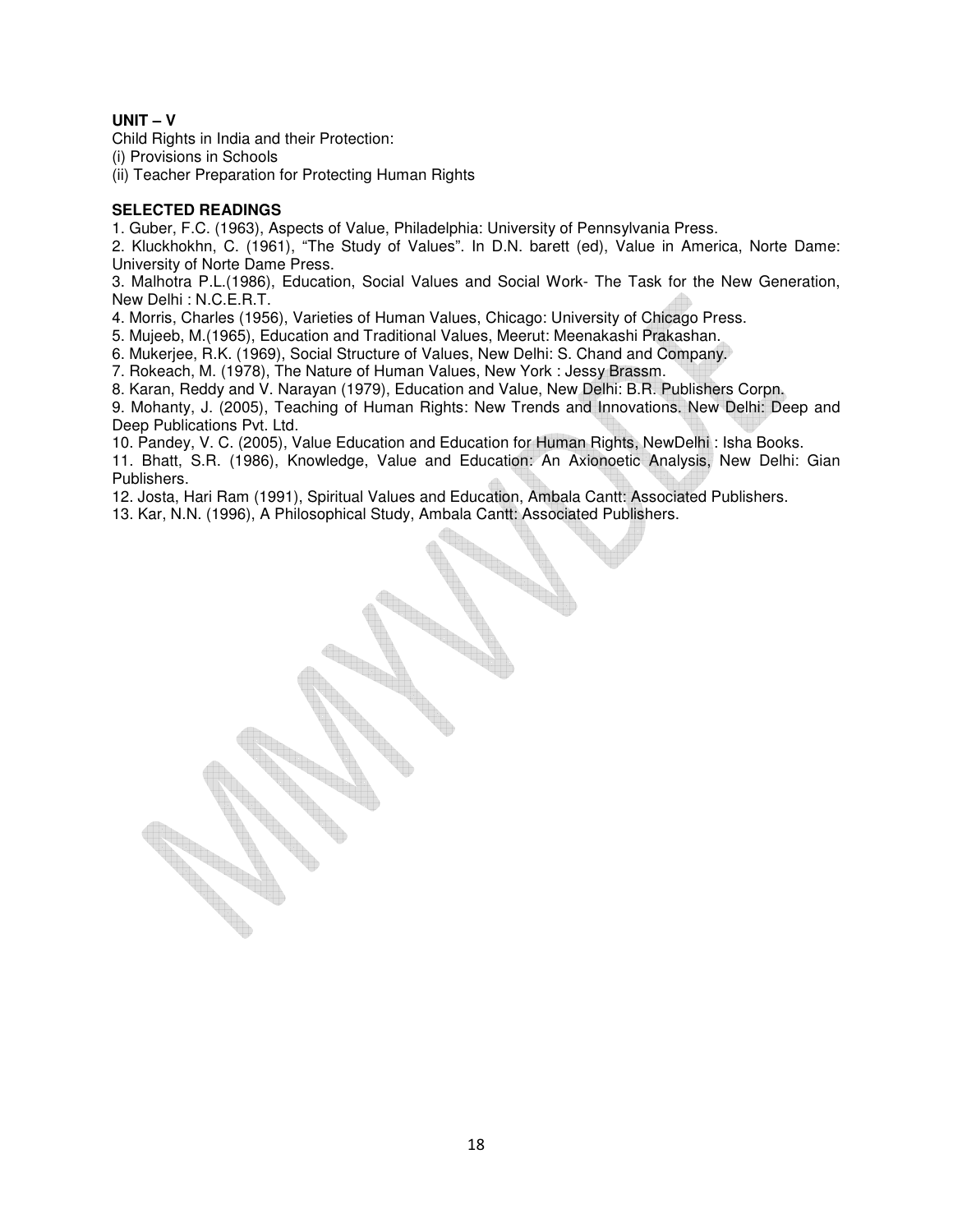**UNIT – V**

Child Rights in India and their Protection:

(i) Provisions in Schools

(ii) Teacher Preparation for Protecting Human Rights

**SELECTED READINGS**

1. Guber, F.C. (1963), Aspects of Value, Philadelphia: University of Pennsylvania Press.
2. Kluckhokhn, C. (1961), "The Study of Values". In D.N. barett (ed), Value in America, Norte Dame: University of Norte Dame Press.
3. Malhotra P.L.(1986), Education, Social Values and Social Work- The Task for the New Generation, New Delhi : N.C.E.R.T.
4. Morris, Charles (1956), Varieties of Human Values, Chicago: University of Chicago Press.
5. Mujeeb, M.(1965), Education and Traditional Values, Meerut: Meenakashi Prakashan.
6. Mukerjee, R.K. (1969), Social Structure of Values, New Delhi: S. Chand and Company.
7. Rokeach, M. (1978), The Nature of Human Values, New York : Jessy Brassm.
8. Karan, Reddy and V. Narayan (1979), Education and Value, New Delhi: B.R. Publishers Corpn.
9. Mohanty, J. (2005), Teaching of Human Rights: New Trends and Innovations. New Delhi: Deep and Deep Publications Pvt. Ltd.
10. Pandey, V. C. (2005), Value Education and Education for Human Rights, NewDelhi : Isha Books.
11. Bhatt, S.R. (1986), Knowledge, Value and Education: An Axionoetic Analysis, New Delhi: Gian Publishers.
12. Josta, Hari Ram (1991), Spiritual Values and Education, Ambala Cantt: Associated Publishers.
13. Kar, N.N. (1996), A Philosophical Study, Ambala Cantt: Associated Publishers.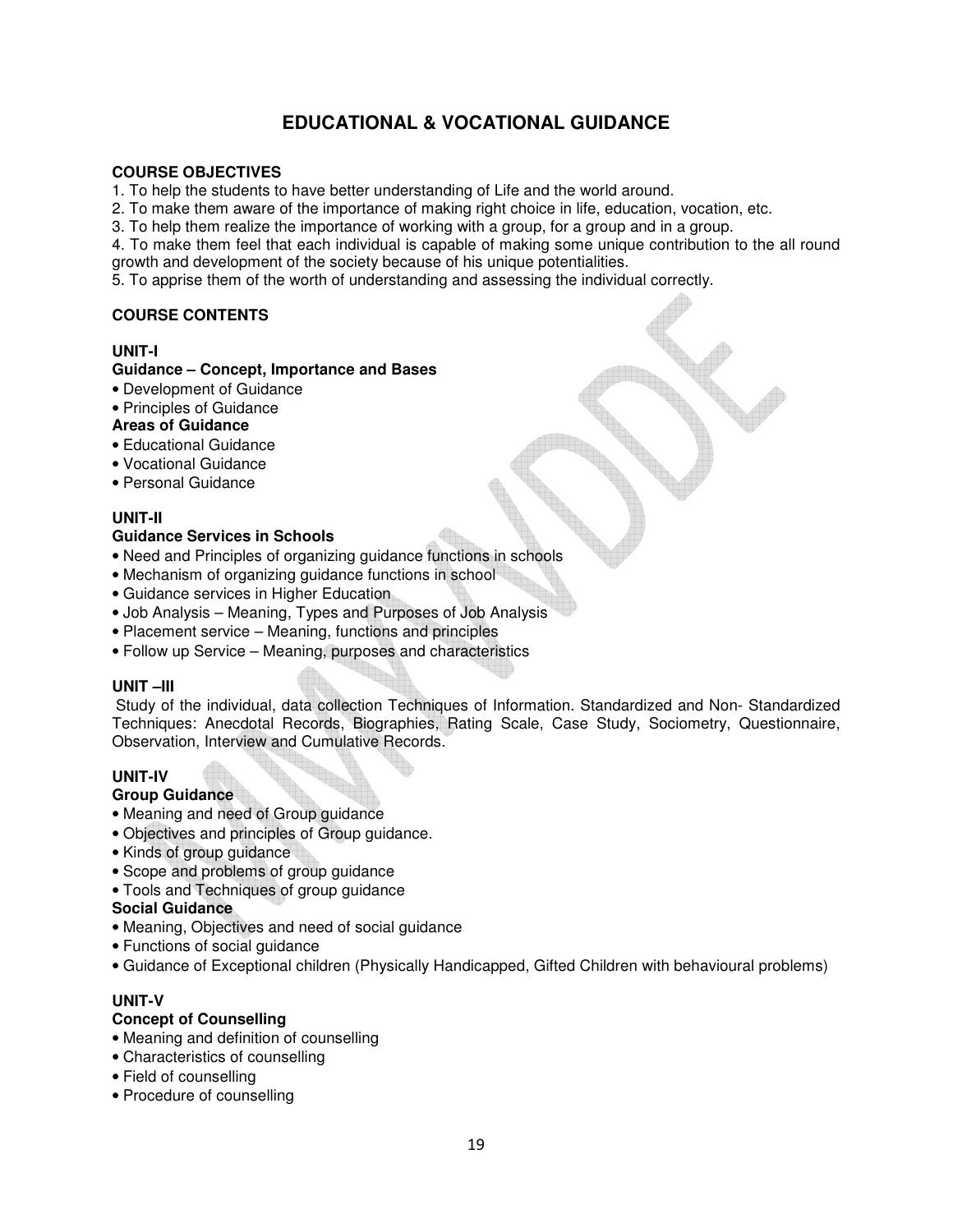# EDUCATIONAL & VOCATIONAL GUIDANCE

**COURSE OBJECTIVES**

1. To help the students to have better understanding of Life and the world around.
2. To make them aware of the importance of making right choice in life, education, vocation, etc.
3. To help them realize the importance of working with a group, for a group and in a group.
4. To make them feel that each individual is capable of making some unique contribution to the all round growth and development of the society because of his unique potentialities.
5. To apprise them of the worth of understanding and assessing the individual correctly.

**COURSE CONTENTS**

**UNIT-I**

**Guidance – Concept, Importance and Bases**

- Development of Guidance
- Principles of Guidance

**Areas of Guidance**

- Educational Guidance
- Vocational Guidance
- Personal Guidance

**UNIT-II**

**Guidance Services in Schools**

- Need and Principles of organizing guidance functions in schools
- Mechanism of organizing guidance functions in school
- Guidance services in Higher Education
- Job Analysis – Meaning, Types and Purposes of Job Analysis
- Placement service – Meaning, functions and principles
- Follow up Service – Meaning, purposes and characteristics

**UNIT –III**

Study of the individual, data collection Techniques of Information. Standardized and Non- Standardized Techniques: Anecdotal Records, Biographies, Rating Scale, Case Study, Sociometry, Questionnaire, Observation, Interview and Cumulative Records.

**UNIT-IV**

**Group Guidance**

- Meaning and need of Group guidance
- Objectives and principles of Group guidance.
- Kinds of group guidance
- Scope and problems of group guidance
- Tools and Techniques of group guidance

**Social Guidance**

- Meaning, Objectives and need of social guidance
- Functions of social guidance
- Guidance of Exceptional children (Physically Handicapped, Gifted Children with behavioural problems)

**UNIT-V**

**Concept of Counselling**

- Meaning and definition of counselling
- Characteristics of counselling
- Field of counselling
- Procedure of counselling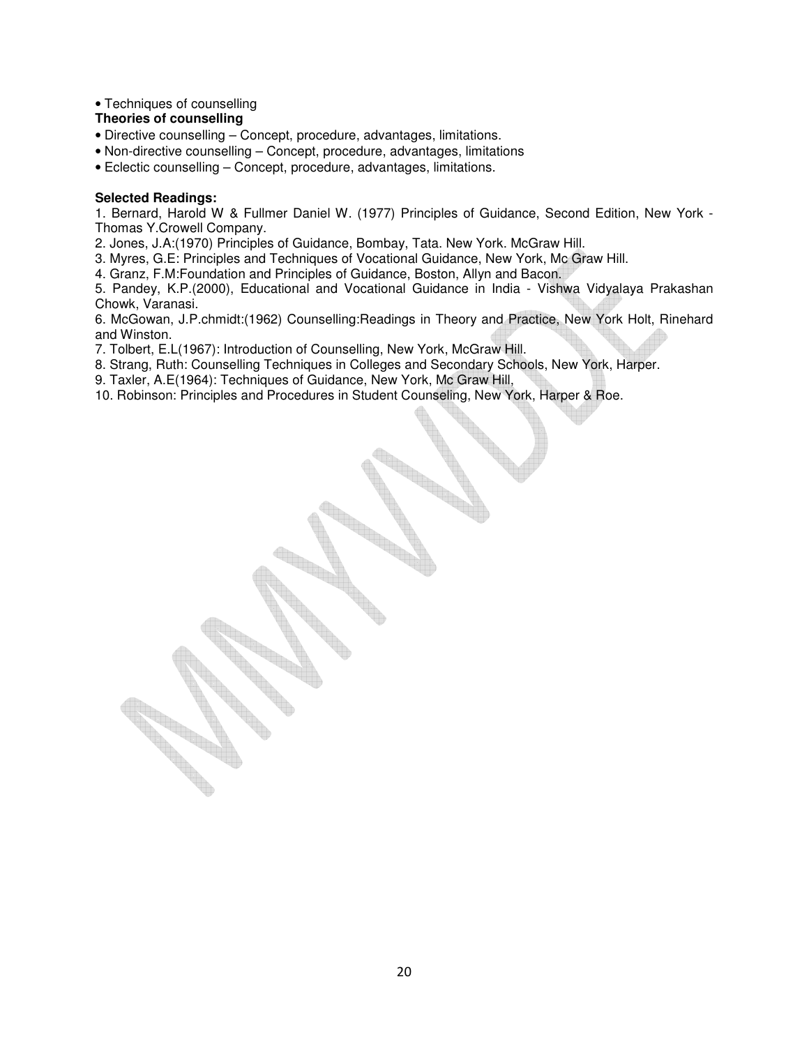- Techniques of counselling

**Theories of counselling**

- Directive counselling – Concept, procedure, advantages, limitations.
- Non-directive counselling – Concept, procedure, advantages, limitations
- Eclectic counselling – Concept, procedure, advantages, limitations.

**Selected Readings:**

1. Bernard, Harold W & Fullmer Daniel W. (1977) Principles of Guidance, Second Edition, New York - Thomas Y.Crowell Company.
2. Jones, J.A:(1970) Principles of Guidance, Bombay, Tata. New York. McGraw Hill.
3. Myres, G.E: Principles and Techniques of Vocational Guidance, New York, Mc Graw Hill.
4. Granz, F.M:Foundation and Principles of Guidance, Boston, Allyn and Bacon.
5. Pandey, K.P.(2000), Educational and Vocational Guidance in India - Vishwa Vidyalaya Prakashan Chowk, Varanasi.
6. McGowan, J.P.chmidt:(1962) Counselling:Readings in Theory and Practice, New York Holt, Rinehard and Winston.
7. Tolbert, E.L(1967): Introduction of Counselling, New York, McGraw Hill.
8. Strang, Ruth: Counselling Techniques in Colleges and Secondary Schools, New York, Harper.
9. Taxler, A.E(1964): Techniques of Guidance, New York, Mc Graw Hill,
10. Robinson: Principles and Procedures in Student Counseling, New York, Harper & Roe.